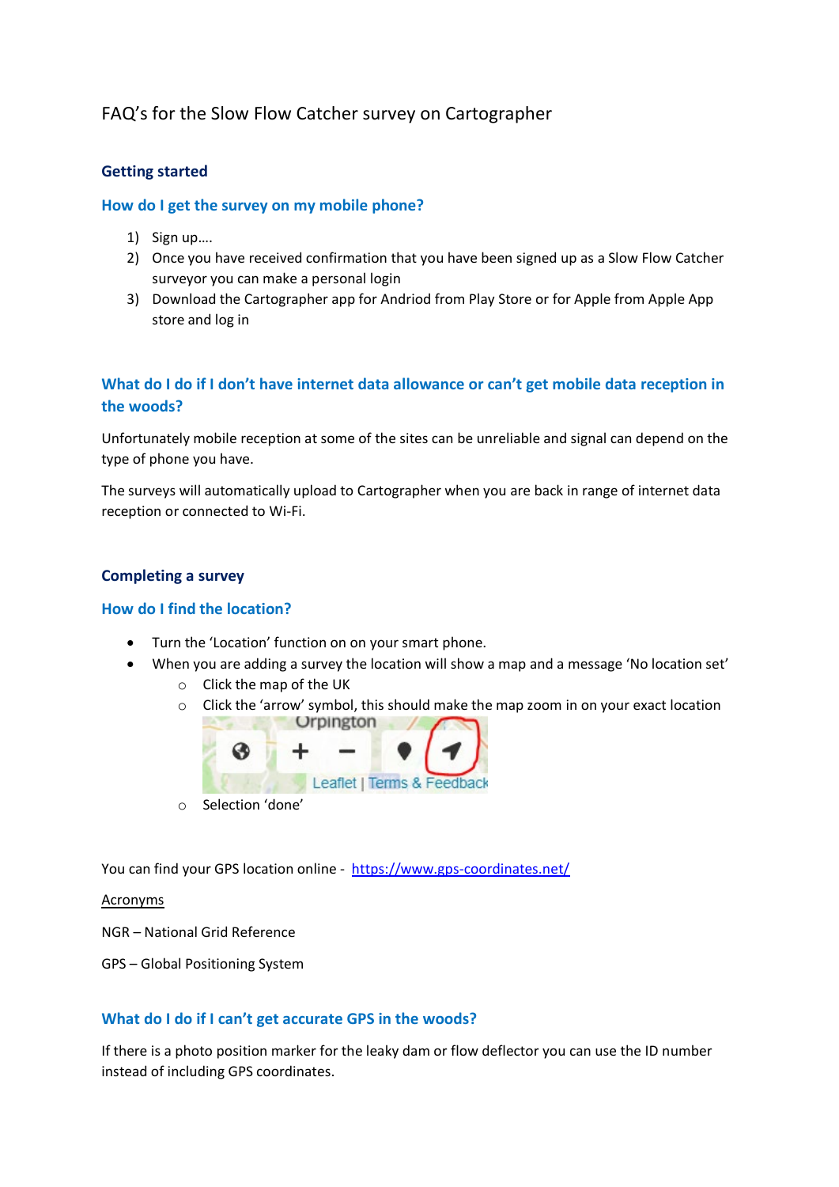# FAQ's for the Slow Flow Catcher survey on Cartographer

## Getting started

### How do I get the survey on my mobile phone?

1) Sign up….
2) Once you have received confirmation that you have been signed up as a Slow Flow Catcher surveyor you can make a personal login
3) Download the Cartographer app for Andriod from Play Store or for Apple from Apple App store and log in

### What do I do if I don't have internet data allowance or can't get mobile data reception in the woods?

Unfortunately mobile reception at some of the sites can be unreliable and signal can depend on the type of phone you have.

The surveys will automatically upload to Cartographer when you are back in range of internet data reception or connected to Wi-Fi.

## Completing a survey

### How do I find the location?

- Turn the 'Location' function on on your smart phone.
- When you are adding a survey the location will show a map and a message 'No location set'
  - Click the map of the UK
  - Click the 'arrow' symbol, this should make the map zoom in on your exact location
  - Selection 'done'

You can find your GPS location online - https://www.gps-coordinates.net/

Acronyms

NGR – National Grid Reference

GPS – Global Positioning System

### What do I do if I can't get accurate GPS in the woods?

If there is a photo position marker for the leaky dam or flow deflector you can use the ID number instead of including GPS coordinates.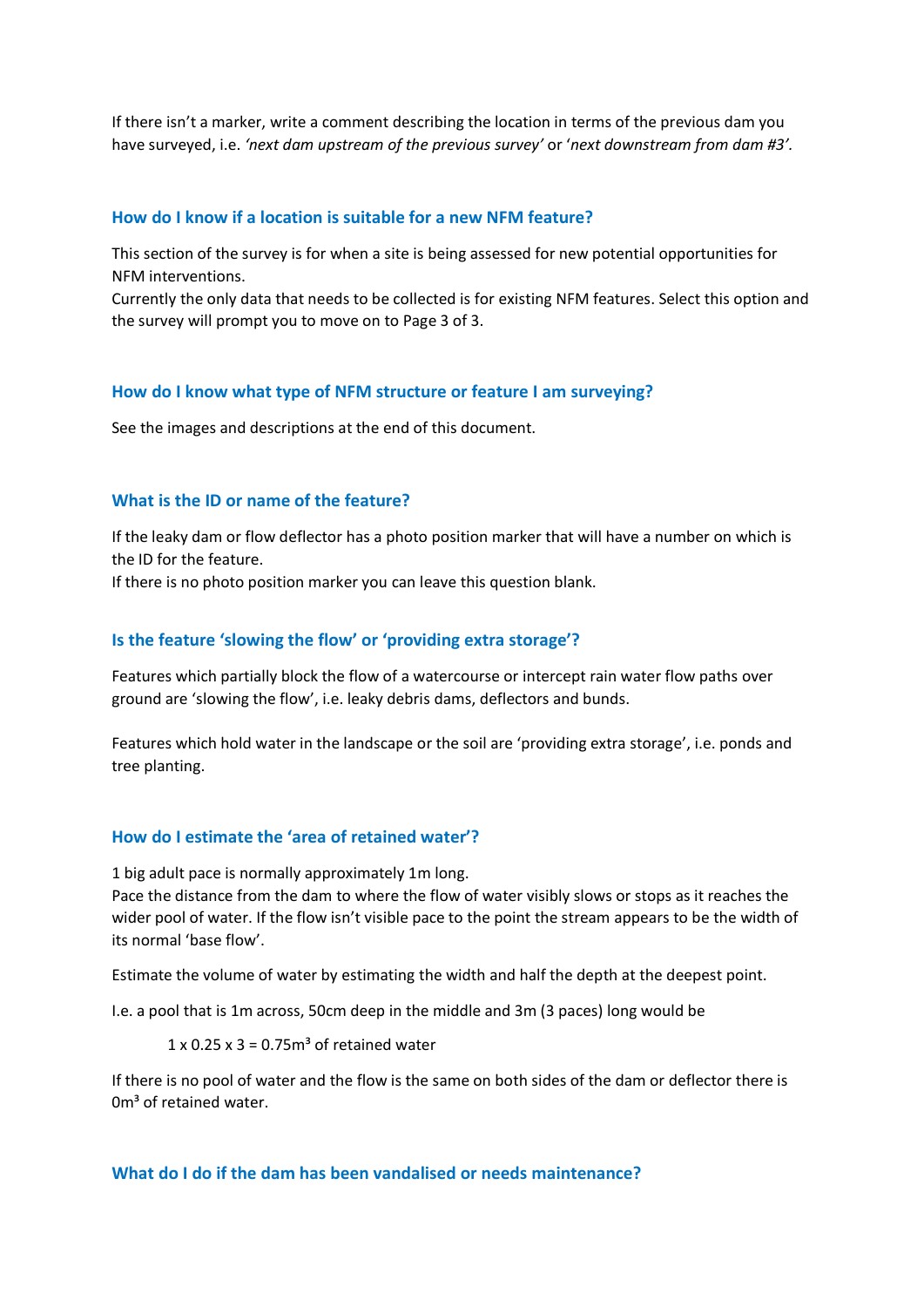If there isn't a marker, write a comment describing the location in terms of the previous dam you have surveyed, i.e. *'next dam upstream of the previous survey'* or '*next downstream from dam #3'*.

### How do I know if a location is suitable for a new NFM feature?

This section of the survey is for when a site is being assessed for new potential opportunities for NFM interventions.
Currently the only data that needs to be collected is for existing NFM features. Select this option and the survey will prompt you to move on to Page 3 of 3.

### How do I know what type of NFM structure or feature I am surveying?

See the images and descriptions at the end of this document.

### What is the ID or name of the feature?

If the leaky dam or flow deflector has a photo position marker that will have a number on which is the ID for the feature.
If there is no photo position marker you can leave this question blank.

### Is the feature 'slowing the flow' or 'providing extra storage'?

Features which partially block the flow of a watercourse or intercept rain water flow paths over ground are 'slowing the flow', i.e. leaky debris dams, deflectors and bunds.

Features which hold water in the landscape or the soil are 'providing extra storage', i.e. ponds and tree planting.

### How do I estimate the 'area of retained water'?

1 big adult pace is normally approximately 1m long.
Pace the distance from the dam to where the flow of water visibly slows or stops as it reaches the wider pool of water. If the flow isn't visible pace to the point the stream appears to be the width of its normal 'base flow'.

Estimate the volume of water by estimating the width and half the depth at the deepest point.

I.e. a pool that is 1m across, 50cm deep in the middle and 3m (3 paces) long would be

$$1 \times 0.25 \times 3 = 0.75\text{m}^3 \text{ of retained water}$$

If there is no pool of water and the flow is the same on both sides of the dam or deflector there is $0\text{m}^3$ of retained water.

### What do I do if the dam has been vandalised or needs maintenance?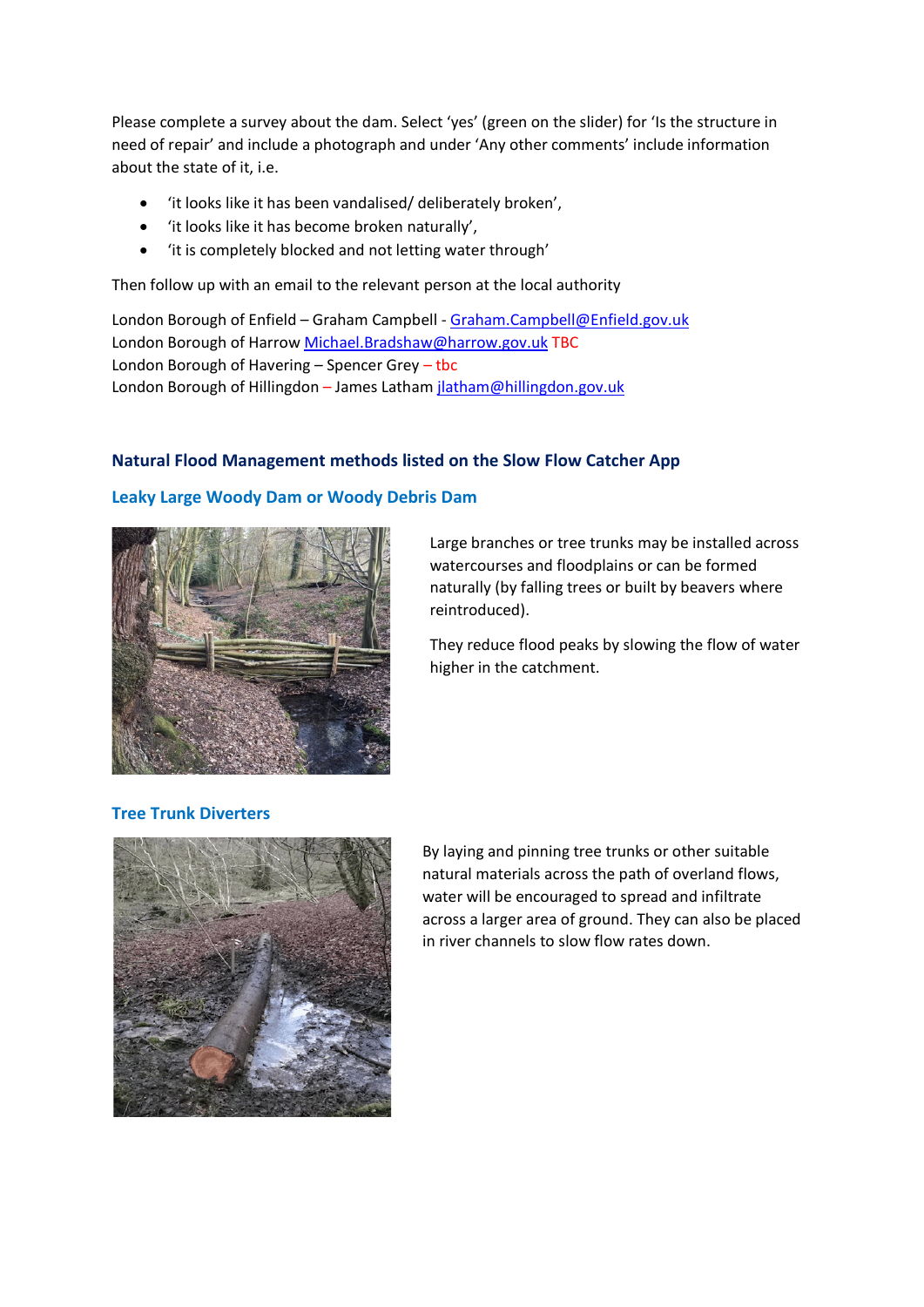Please complete a survey about the dam. Select 'yes' (green on the slider) for 'Is the structure in need of repair' and include a photograph and under 'Any other comments' include information about the state of it, i.e.

- 'it looks like it has been vandalised/ deliberately broken',
- 'it looks like it has become broken naturally',
- 'it is completely blocked and not letting water through'

Then follow up with an email to the relevant person at the local authority

London Borough of Enfield – Graham Campbell - Graham.Campbell@Enfield.gov.uk
London Borough of Harrow Michael.Bradshaw@harrow.gov.uk TBC
London Borough of Havering – Spencer Grey – tbc
London Borough of Hillingdon – James Latham jlatham@hillingdon.gov.uk

## Natural Flood Management methods listed on the Slow Flow Catcher App

### Leaky Large Woody Dam or Woody Debris Dam

Large branches or tree trunks may be installed across watercourses and floodplains or can be formed naturally (by falling trees or built by beavers where reintroduced).

They reduce flood peaks by slowing the flow of water higher in the catchment.

### Tree Trunk Diverters

By laying and pinning tree trunks or other suitable natural materials across the path of overland flows, water will be encouraged to spread and infiltrate across a larger area of ground. They can also be placed in river channels to slow flow rates down.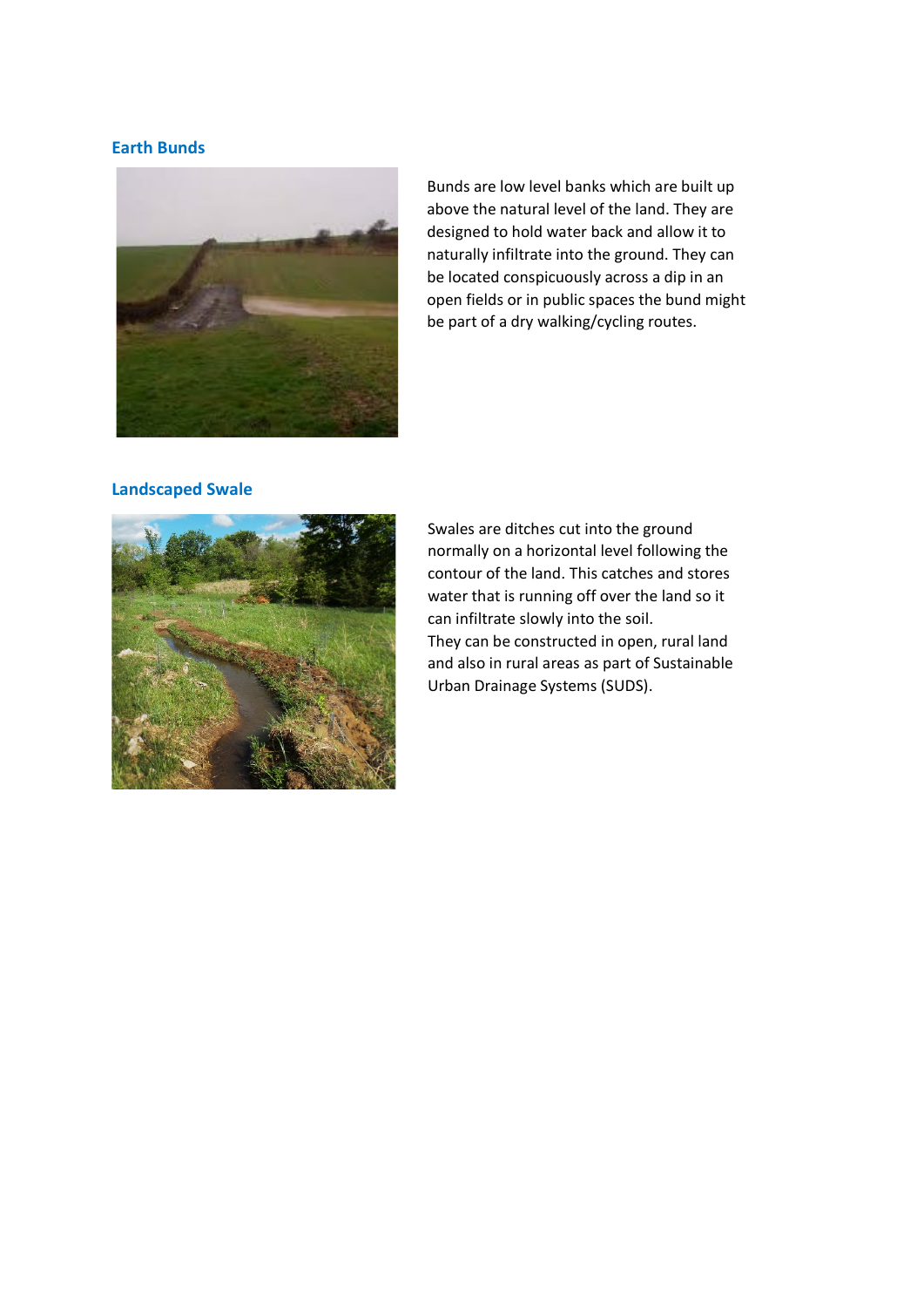## Earth Bunds

Bunds are low level banks which are built up above the natural level of the land. They are designed to hold water back and allow it to naturally infiltrate into the ground. They can be located conspicuously across a dip in an open fields or in public spaces the bund might be part of a dry walking/cycling routes.

## Landscaped Swale

Swales are ditches cut into the ground normally on a horizontal level following the contour of the land. This catches and stores water that is running off over the land so it can infiltrate slowly into the soil.
They can be constructed in open, rural land and also in rural areas as part of Sustainable Urban Drainage Systems (SUDS).